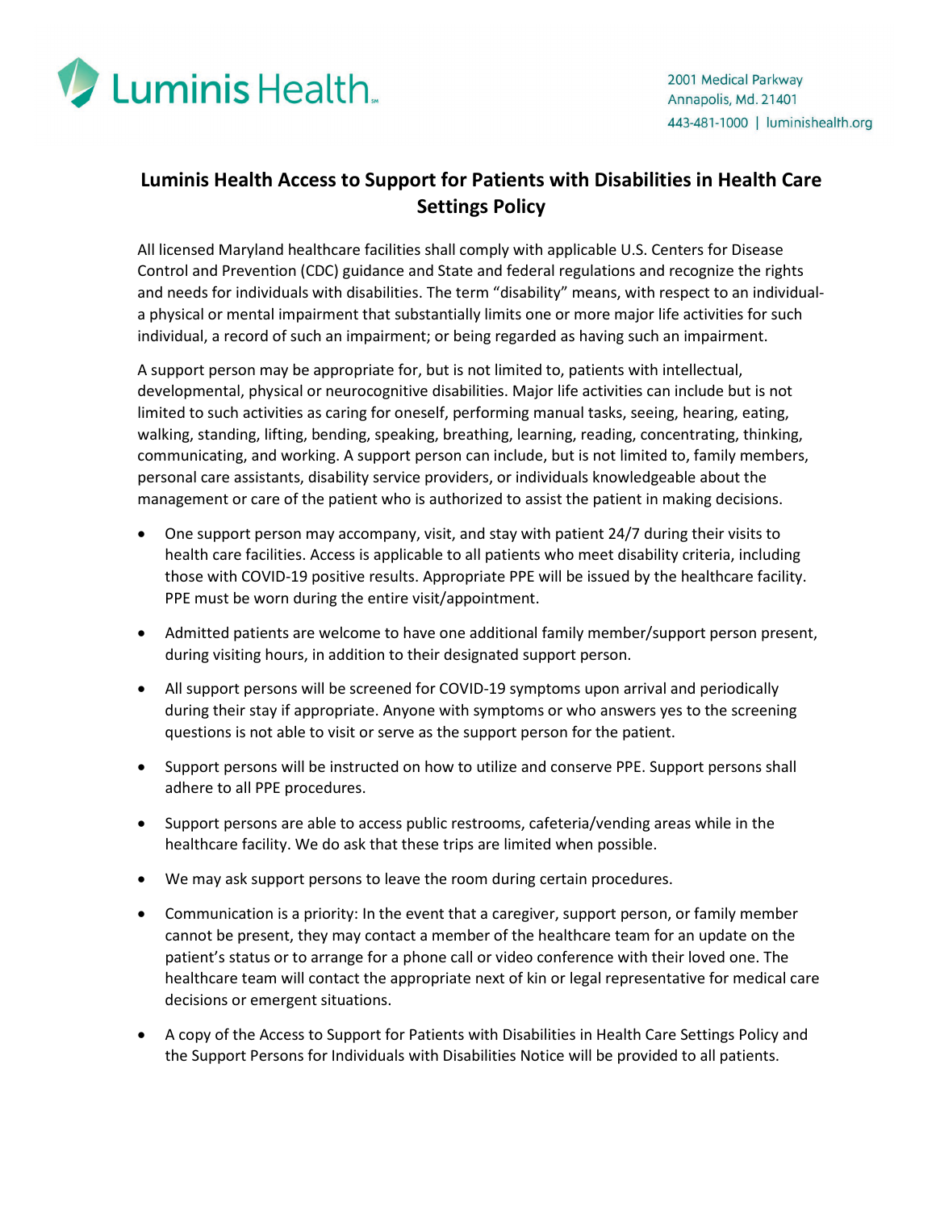Luminis Health

2001 Medical Parkway
Annapolis, Md. 21401
443-481-1000 | luminishealth.org

# Luminis Health Access to Support for Patients with Disabilities in Health Care Settings Policy

All licensed Maryland healthcare facilities shall comply with applicable U.S. Centers for Disease Control and Prevention (CDC) guidance and State and federal regulations and recognize the rights and needs for individuals with disabilities. The term "disability" means, with respect to an individual- a physical or mental impairment that substantially limits one or more major life activities for such individual, a record of such an impairment; or being regarded as having such an impairment.

A support person may be appropriate for, but is not limited to, patients with intellectual, developmental, physical or neurocognitive disabilities. Major life activities can include but is not limited to such activities as caring for oneself, performing manual tasks, seeing, hearing, eating, walking, standing, lifting, bending, speaking, breathing, learning, reading, concentrating, thinking, communicating, and working. A support person can include, but is not limited to, family members, personal care assistants, disability service providers, or individuals knowledgeable about the management or care of the patient who is authorized to assist the patient in making decisions.

- One support person may accompany, visit, and stay with patient 24/7 during their visits to health care facilities. Access is applicable to all patients who meet disability criteria, including those with COVID-19 positive results. Appropriate PPE will be issued by the healthcare facility. PPE must be worn during the entire visit/appointment.
- Admitted patients are welcome to have one additional family member/support person present, during visiting hours, in addition to their designated support person.
- All support persons will be screened for COVID-19 symptoms upon arrival and periodically during their stay if appropriate. Anyone with symptoms or who answers yes to the screening questions is not able to visit or serve as the support person for the patient.
- Support persons will be instructed on how to utilize and conserve PPE. Support persons shall adhere to all PPE procedures.
- Support persons are able to access public restrooms, cafeteria/vending areas while in the healthcare facility. We do ask that these trips are limited when possible.
- We may ask support persons to leave the room during certain procedures.
- Communication is a priority: In the event that a caregiver, support person, or family member cannot be present, they may contact a member of the healthcare team for an update on the patient's status or to arrange for a phone call or video conference with their loved one. The healthcare team will contact the appropriate next of kin or legal representative for medical care decisions or emergent situations.
- A copy of the Access to Support for Patients with Disabilities in Health Care Settings Policy and the Support Persons for Individuals with Disabilities Notice will be provided to all patients.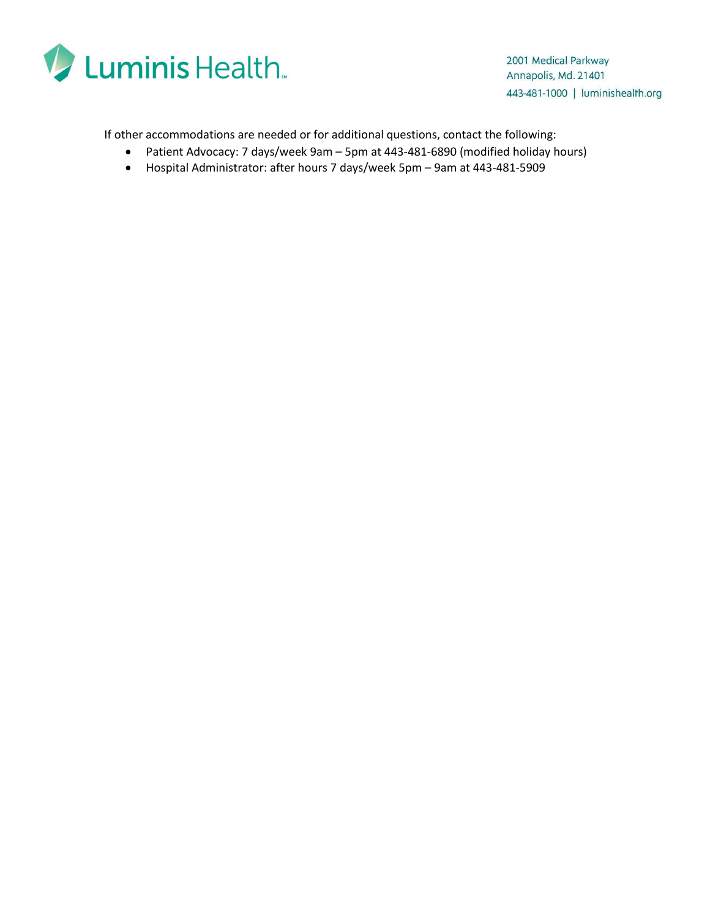If other accommodations are needed or for additional questions, contact the following:

- Patient Advocacy: 7 days/week 9am – 5pm at 443-481-6890 (modified holiday hours)
- Hospital Administrator: after hours 7 days/week 5pm – 9am at 443-481-5909